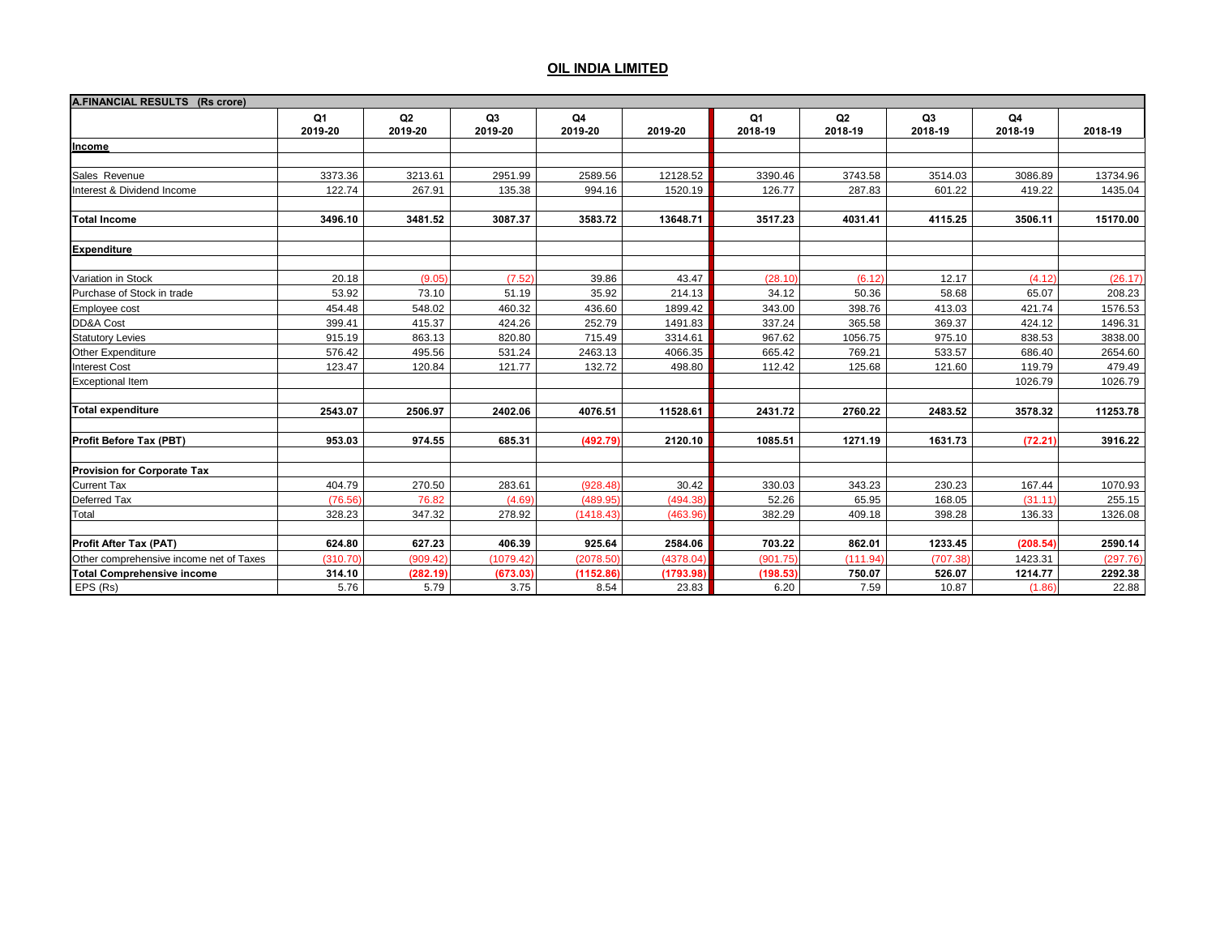# OIL INDIA LIMITED

| A.FINANCIAL RESULTS (Rs crore) | Q1 2019-20 | Q2 2019-20 | Q3 2019-20 | Q4 2019-20 | 2019-20 | Q1 2018-19 | Q2 2018-19 | Q3 2018-19 | Q4 2018-19 | 2018-19 |
|---|---|---|---|---|---|---|---|---|---|---|
| **Income** | | | | | | | | | | |
| Sales Revenue | 3373.36 | 3213.61 | 2951.99 | 2589.56 | 12128.52 | 3390.46 | 3743.58 | 3514.03 | 3086.89 | 13734.96 |
| Interest & Dividend Income | 122.74 | 267.91 | 135.38 | 994.16 | 1520.19 | 126.77 | 287.83 | 601.22 | 419.22 | 1435.04 |
| **Total Income** | **3496.10** | **3481.52** | **3087.37** | **3583.72** | **13648.71** | **3517.23** | **4031.41** | **4115.25** | **3506.11** | **15170.00** |
| **Expenditure** | | | | | | | | | | |
| Variation in Stock | 20.18 | (9.05) | (7.52) | 39.86 | 43.47 | (28.10) | (6.12) | 12.17 | (4.12) | (26.17) |
| Purchase of Stock in trade | 53.92 | 73.10 | 51.19 | 35.92 | 214.13 | 34.12 | 50.36 | 58.68 | 65.07 | 208.23 |
| Employee cost | 454.48 | 548.02 | 460.32 | 436.60 | 1899.42 | 343.00 | 398.76 | 413.03 | 421.74 | 1576.53 |
| DD&A Cost | 399.41 | 415.37 | 424.26 | 252.79 | 1491.83 | 337.24 | 365.58 | 369.37 | 424.12 | 1496.31 |
| Statutory Levies | 915.19 | 863.13 | 820.80 | 715.49 | 3314.61 | 967.62 | 1056.75 | 975.10 | 838.53 | 3838.00 |
| Other Expenditure | 576.42 | 495.56 | 531.24 | 2463.13 | 4066.35 | 665.42 | 769.21 | 533.57 | 686.40 | 2654.60 |
| Interest Cost | 123.47 | 120.84 | 121.77 | 132.72 | 498.80 | 112.42 | 125.68 | 121.60 | 119.79 | 479.49 |
| Exceptional Item | | | | | | | | | 1026.79 | 1026.79 |
| **Total expenditure** | **2543.07** | **2506.97** | **2402.06** | **4076.51** | **11528.61** | **2431.72** | **2760.22** | **2483.52** | **3578.32** | **11253.78** |
| **Profit Before Tax (PBT)** | **953.03** | **974.55** | **685.31** | **(492.79)** | **2120.10** | **1085.51** | **1271.19** | **1631.73** | **(72.21)** | **3916.22** |
| **Provision for Corporate Tax** | | | | | | | | | | |
| Current Tax | 404.79 | 270.50 | 283.61 | (928.48) | 30.42 | 330.03 | 343.23 | 230.23 | 167.44 | 1070.93 |
| Deferred Tax | (76.56) | 76.82 | (4.69) | (489.95) | (494.38) | 52.26 | 65.95 | 168.05 | (31.11) | 255.15 |
| Total | 328.23 | 347.32 | 278.92 | (1418.43) | (463.96) | 382.29 | 409.18 | 398.28 | 136.33 | 1326.08 |
| **Profit After Tax (PAT)** | **624.80** | **627.23** | **406.39** | **925.64** | **2584.06** | **703.22** | **862.01** | **1233.45** | **(208.54)** | **2590.14** |
| Other comprehensive income net of Taxes | (310.70) | (909.42) | (1079.42) | (2078.50) | (4378.04) | (901.75) | (111.94) | (707.38) | 1423.31 | (297.76) |
| **Total Comprehensive income** | **314.10** | **(282.19)** | **(673.03)** | **(1152.86)** | **(1793.98)** | **(198.53)** | **750.07** | **526.07** | **1214.77** | **2292.38** |
| EPS (Rs) | 5.76 | 5.79 | 3.75 | 8.54 | 23.83 | 6.20 | 7.59 | 10.87 | (1.86) | 22.88 |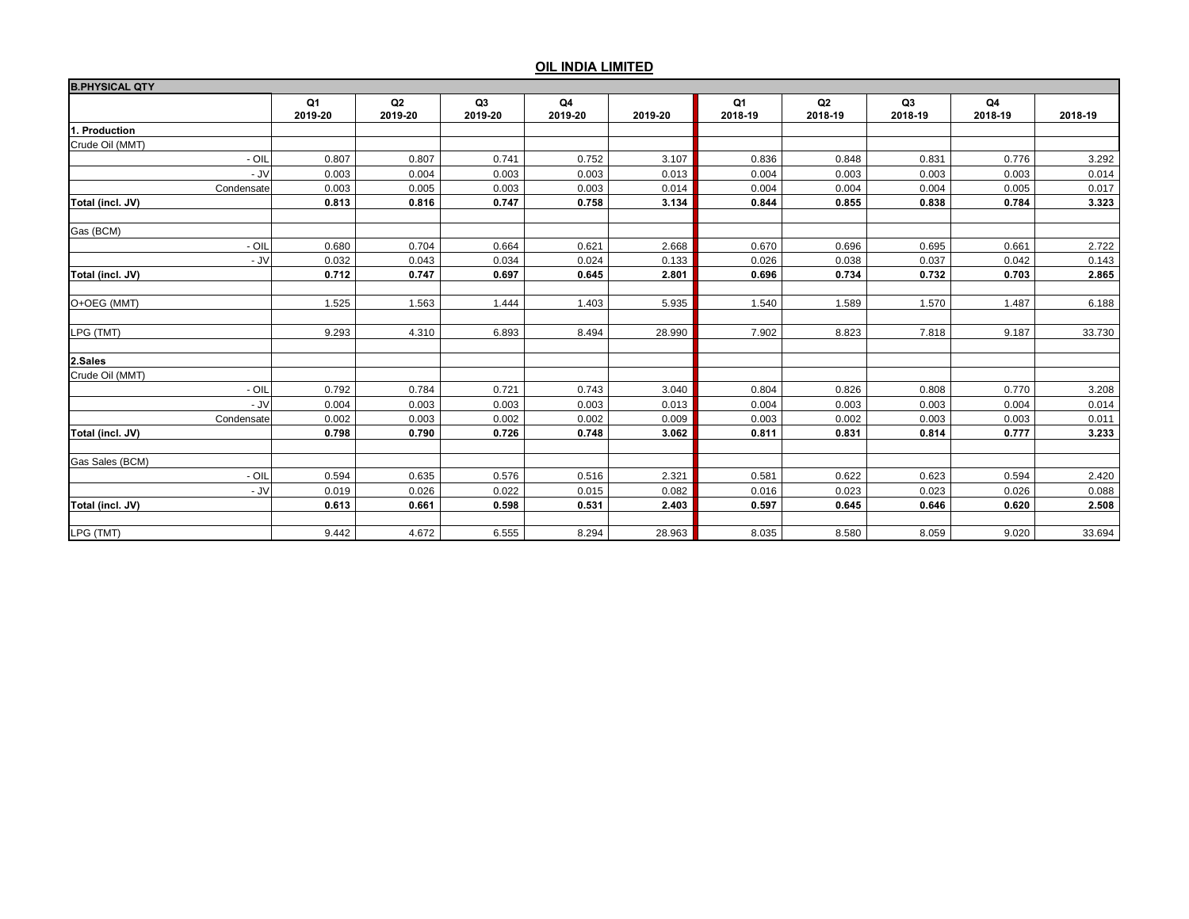## OIL INDIA LIMITED

| B.PHYSICAL QTY | | | | | | | | | | |
|---|---|---|---|---|---|---|---|---|---|---|
| | Q1 2019-20 | Q2 2019-20 | Q3 2019-20 | Q4 2019-20 | 2019-20 | Q1 2018-19 | Q2 2018-19 | Q3 2018-19 | Q4 2018-19 | 2018-19 |
| **1. Production** | | | | | | | | | | |
| Crude Oil (MMT) | | | | | | | | | | |
| - OIL | 0.807 | 0.807 | 0.741 | 0.752 | 3.107 | 0.836 | 0.848 | 0.831 | 0.776 | 3.292 |
| - JV | 0.003 | 0.004 | 0.003 | 0.003 | 0.013 | 0.004 | 0.003 | 0.003 | 0.003 | 0.014 |
| Condensate | 0.003 | 0.005 | 0.003 | 0.003 | 0.014 | 0.004 | 0.004 | 0.004 | 0.005 | 0.017 |
| **Total (incl. JV)** | **0.813** | **0.816** | **0.747** | **0.758** | **3.134** | **0.844** | **0.855** | **0.838** | **0.784** | **3.323** |
| | | | | | | | | | | |
| Gas (BCM) | | | | | | | | | | |
| - OIL | 0.680 | 0.704 | 0.664 | 0.621 | 2.668 | 0.670 | 0.696 | 0.695 | 0.661 | 2.722 |
| - JV | 0.032 | 0.043 | 0.034 | 0.024 | 0.133 | 0.026 | 0.038 | 0.037 | 0.042 | 0.143 |
| **Total (incl. JV)** | **0.712** | **0.747** | **0.697** | **0.645** | **2.801** | **0.696** | **0.734** | **0.732** | **0.703** | **2.865** |
| | | | | | | | | | | |
| O+OEG (MMT) | 1.525 | 1.563 | 1.444 | 1.403 | 5.935 | 1.540 | 1.589 | 1.570 | 1.487 | 6.188 |
| | | | | | | | | | | |
| LPG (TMT) | 9.293 | 4.310 | 6.893 | 8.494 | 28.990 | 7.902 | 8.823 | 7.818 | 9.187 | 33.730 |
| | | | | | | | | | | |
| **2.Sales** | | | | | | | | | | |
| Crude Oil (MMT) | | | | | | | | | | |
| - OIL | 0.792 | 0.784 | 0.721 | 0.743 | 3.040 | 0.804 | 0.826 | 0.808 | 0.770 | 3.208 |
| - JV | 0.004 | 0.003 | 0.003 | 0.003 | 0.013 | 0.004 | 0.003 | 0.003 | 0.004 | 0.014 |
| Condensate | 0.002 | 0.003 | 0.002 | 0.002 | 0.009 | 0.003 | 0.002 | 0.003 | 0.003 | 0.011 |
| **Total (incl. JV)** | **0.798** | **0.790** | **0.726** | **0.748** | **3.062** | **0.811** | **0.831** | **0.814** | **0.777** | **3.233** |
| | | | | | | | | | | |
| Gas Sales (BCM) | | | | | | | | | | |
| - OIL | 0.594 | 0.635 | 0.576 | 0.516 | 2.321 | 0.581 | 0.622 | 0.623 | 0.594 | 2.420 |
| - JV | 0.019 | 0.026 | 0.022 | 0.015 | 0.082 | 0.016 | 0.023 | 0.023 | 0.026 | 0.088 |
| **Total (incl. JV)** | **0.613** | **0.661** | **0.598** | **0.531** | **2.403** | **0.597** | **0.645** | **0.646** | **0.620** | **2.508** |
| | | | | | | | | | | |
| LPG (TMT) | 9.442 | 4.672 | 6.555 | 8.294 | 28.963 | 8.035 | 8.580 | 8.059 | 9.020 | 33.694 |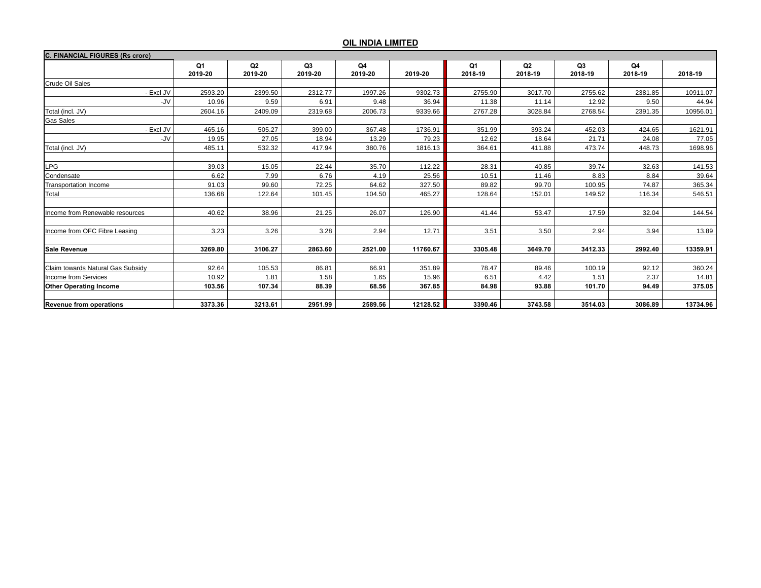## OIL INDIA LIMITED

| C. FINANCIAL FIGURES (Rs crore) | Q1 2019-20 | Q2 2019-20 | Q3 2019-20 | Q4 2019-20 | 2019-20 | Q1 2018-19 | Q2 2018-19 | Q3 2018-19 | Q4 2018-19 | 2018-19 |
|---|---|---|---|---|---|---|---|---|---|---|
| Crude Oil Sales | | | | | | | | | | |
| - Excl JV | 2593.20 | 2399.50 | 2312.77 | 1997.26 | 9302.73 | 2755.90 | 3017.70 | 2755.62 | 2381.85 | 10911.07 |
| -JV | 10.96 | 9.59 | 6.91 | 9.48 | 36.94 | 11.38 | 11.14 | 12.92 | 9.50 | 44.94 |
| Total (incl. JV) | 2604.16 | 2409.09 | 2319.68 | 2006.73 | 9339.66 | 2767.28 | 3028.84 | 2768.54 | 2391.35 | 10956.01 |
| Gas Sales | | | | | | | | | | |
| - Excl JV | 465.16 | 505.27 | 399.00 | 367.48 | 1736.91 | 351.99 | 393.24 | 452.03 | 424.65 | 1621.91 |
| -JV | 19.95 | 27.05 | 18.94 | 13.29 | 79.23 | 12.62 | 18.64 | 21.71 | 24.08 | 77.05 |
| Total (incl. JV) | 485.11 | 532.32 | 417.94 | 380.76 | 1816.13 | 364.61 | 411.88 | 473.74 | 448.73 | 1698.96 |
| | | | | | | | | | | |
| LPG | 39.03 | 15.05 | 22.44 | 35.70 | 112.22 | 28.31 | 40.85 | 39.74 | 32.63 | 141.53 |
| Condensate | 6.62 | 7.99 | 6.76 | 4.19 | 25.56 | 10.51 | 11.46 | 8.83 | 8.84 | 39.64 |
| Transportation Income | 91.03 | 99.60 | 72.25 | 64.62 | 327.50 | 89.82 | 99.70 | 100.95 | 74.87 | 365.34 |
| Total | 136.68 | 122.64 | 101.45 | 104.50 | 465.27 | 128.64 | 152.01 | 149.52 | 116.34 | 546.51 |
| | | | | | | | | | | |
| Income from Renewable resources | 40.62 | 38.96 | 21.25 | 26.07 | 126.90 | 41.44 | 53.47 | 17.59 | 32.04 | 144.54 |
| | | | | | | | | | | |
| Income from OFC Fibre Leasing | 3.23 | 3.26 | 3.28 | 2.94 | 12.71 | 3.51 | 3.50 | 2.94 | 3.94 | 13.89 |
| | | | | | | | | | | |
| **Sale Revenue** | **3269.80** | **3106.27** | **2863.60** | **2521.00** | **11760.67** | **3305.48** | **3649.70** | **3412.33** | **2992.40** | **13359.91** |
| | | | | | | | | | | |
| Claim towards Natural Gas Subsidy | 92.64 | 105.53 | 86.81 | 66.91 | 351.89 | 78.47 | 89.46 | 100.19 | 92.12 | 360.24 |
| Income from Services | 10.92 | 1.81 | 1.58 | 1.65 | 15.96 | 6.51 | 4.42 | 1.51 | 2.37 | 14.81 |
| **Other Operating Income** | **103.56** | **107.34** | **88.39** | **68.56** | **367.85** | **84.98** | **93.88** | **101.70** | **94.49** | **375.05** |
| | | | | | | | | | | |
| **Revenue from operations** | **3373.36** | **3213.61** | **2951.99** | **2589.56** | **12128.52** | **3390.46** | **3743.58** | **3514.03** | **3086.89** | **13734.96** |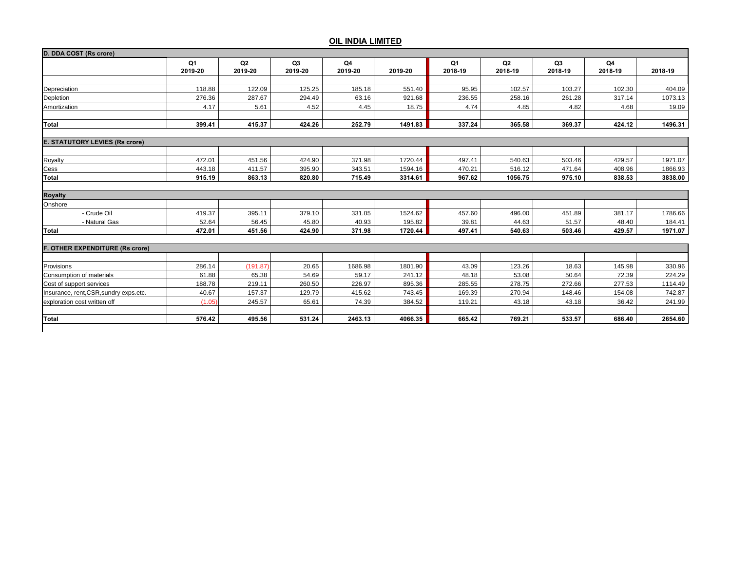## OIL INDIA LIMITED

| D. DDA COST (Rs crore) | Q1 2019-20 | Q2 2019-20 | Q3 2019-20 | Q4 2019-20 | 2019-20 | Q1 2018-19 | Q2 2018-19 | Q3 2018-19 | Q4 2018-19 | 2018-19 |
|---|---|---|---|---|---|---|---|---|---|---|
| Depreciation | 118.88 | 122.09 | 125.25 | 185.18 | 551.40 | 95.95 | 102.57 | 103.27 | 102.30 | 404.09 |
| Depletion | 276.36 | 287.67 | 294.49 | 63.16 | 921.68 | 236.55 | 258.16 | 261.28 | 317.14 | 1073.13 |
| Amortization | 4.17 | 5.61 | 4.52 | 4.45 | 18.75 | 4.74 | 4.85 | 4.82 | 4.68 | 19.09 |
| **Total** | **399.41** | **415.37** | **424.26** | **252.79** | **1491.83** | **337.24** | **365.58** | **369.37** | **424.12** | **1496.31** |

| E. STATUTORY LEVIES (Rs crore) | Q1 2019-20 | Q2 2019-20 | Q3 2019-20 | Q4 2019-20 | 2019-20 | Q1 2018-19 | Q2 2018-19 | Q3 2018-19 | Q4 2018-19 | 2018-19 |
|---|---|---|---|---|---|---|---|---|---|---|
| Royalty | 472.01 | 451.56 | 424.90 | 371.98 | 1720.44 | 497.41 | 540.63 | 503.46 | 429.57 | 1971.07 |
| Cess | 443.18 | 411.57 | 395.90 | 343.51 | 1594.16 | 470.21 | 516.12 | 471.64 | 408.96 | 1866.93 |
| **Total** | **915.19** | **863.13** | **820.80** | **715.49** | **3314.61** | **967.62** | **1056.75** | **975.10** | **838.53** | **3838.00** |

| Royalty | Q1 2019-20 | Q2 2019-20 | Q3 2019-20 | Q4 2019-20 | 2019-20 | Q1 2018-19 | Q2 2018-19 | Q3 2018-19 | Q4 2018-19 | 2018-19 |
|---|---|---|---|---|---|---|---|---|---|---|
| Onshore | | | | | | | | | | |
| - Crude Oil | 419.37 | 395.11 | 379.10 | 331.05 | 1524.62 | 457.60 | 496.00 | 451.89 | 381.17 | 1786.66 |
| - Natural Gas | 52.64 | 56.45 | 45.80 | 40.93 | 195.82 | 39.81 | 44.63 | 51.57 | 48.40 | 184.41 |
| **Total** | **472.01** | **451.56** | **424.90** | **371.98** | **1720.44** | **497.41** | **540.63** | **503.46** | **429.57** | **1971.07** |

| F. OTHER EXPENDITURE (Rs crore) | Q1 2019-20 | Q2 2019-20 | Q3 2019-20 | Q4 2019-20 | 2019-20 | Q1 2018-19 | Q2 2018-19 | Q3 2018-19 | Q4 2018-19 | 2018-19 |
|---|---|---|---|---|---|---|---|---|---|---|
| Provisions | 286.14 | (191.87) | 20.65 | 1686.98 | 1801.90 | 43.09 | 123.26 | 18.63 | 145.98 | 330.96 |
| Consumption of materials | 61.88 | 65.38 | 54.69 | 59.17 | 241.12 | 48.18 | 53.08 | 50.64 | 72.39 | 224.29 |
| Cost of support services | 188.78 | 219.11 | 260.50 | 226.97 | 895.36 | 285.55 | 278.75 | 272.66 | 277.53 | 1114.49 |
| Insurance, rent,CSR,sundry exps.etc. | 40.67 | 157.37 | 129.79 | 415.62 | 743.45 | 169.39 | 270.94 | 148.46 | 154.08 | 742.87 |
| exploration cost written off | (1.05) | 245.57 | 65.61 | 74.39 | 384.52 | 119.21 | 43.18 | 43.18 | 36.42 | 241.99 |
| **Total** | **576.42** | **495.56** | **531.24** | **2463.13** | **4066.35** | **665.42** | **769.21** | **533.57** | **686.40** | **2654.60** |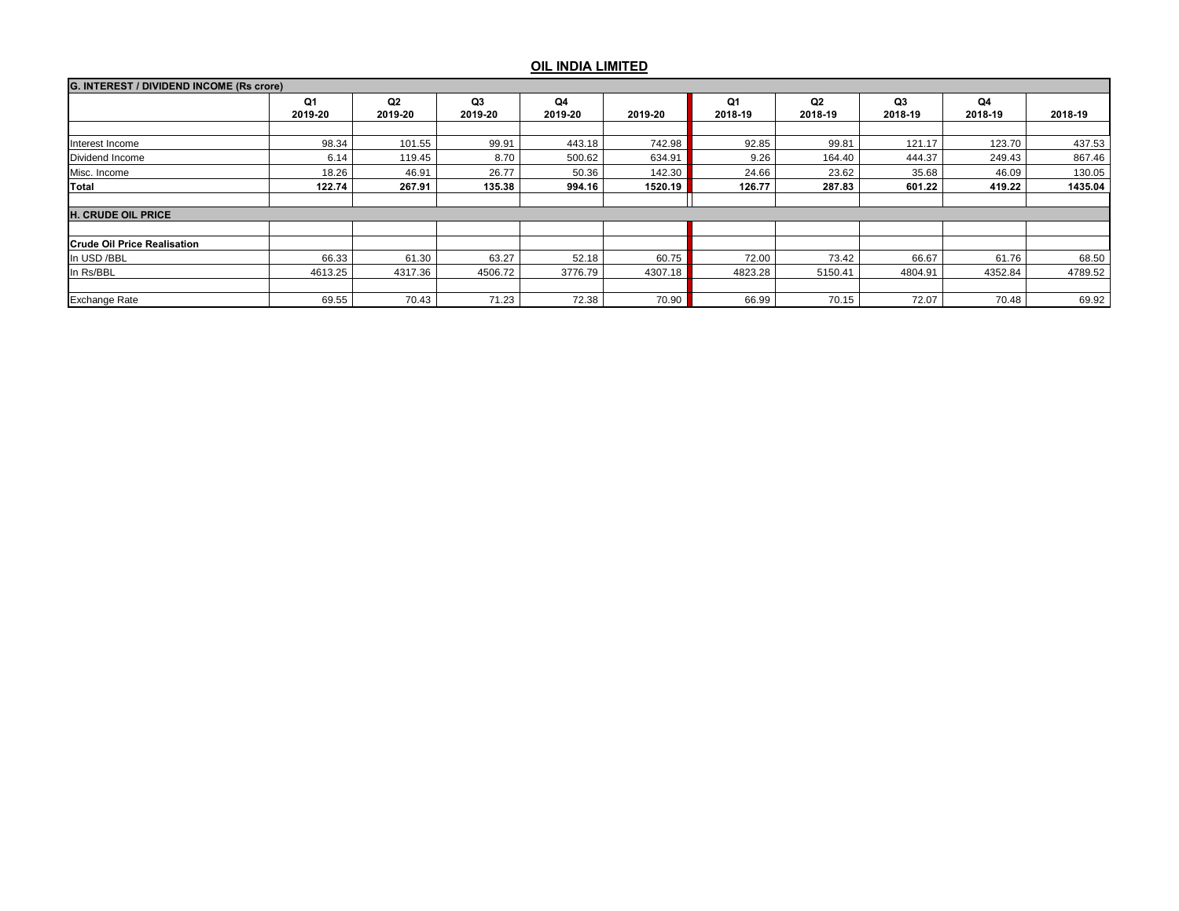## OIL INDIA LIMITED

| G. INTEREST / DIVIDEND INCOME (Rs crore) | Q1 2019-20 | Q2 2019-20 | Q3 2019-20 | Q4 2019-20 | 2019-20 | Q1 2018-19 | Q2 2018-19 | Q3 2018-19 | Q4 2018-19 | 2018-19 |
|---|---|---|---|---|---|---|---|---|---|---|
| | | | | | | | | | | |
| Interest Income | 98.34 | 101.55 | 99.91 | 443.18 | 742.98 | 92.85 | 99.81 | 121.17 | 123.70 | 437.53 |
| Dividend Income | 6.14 | 119.45 | 8.70 | 500.62 | 634.91 | 9.26 | 164.40 | 444.37 | 249.43 | 867.46 |
| Misc. Income | 18.26 | 46.91 | 26.77 | 50.36 | 142.30 | 24.66 | 23.62 | 35.68 | 46.09 | 130.05 |
| **Total** | **122.74** | **267.91** | **135.38** | **994.16** | **1520.19** | **126.77** | **287.83** | **601.22** | **419.22** | **1435.04** |
| | | | | | | | | | | |
| **H. CRUDE OIL PRICE** | | | | | | | | | | |
| | | | | | | | | | | |
| **Crude Oil Price Realisation** | | | | | | | | | | |
| In USD /BBL | 66.33 | 61.30 | 63.27 | 52.18 | 60.75 | 72.00 | 73.42 | 66.67 | 61.76 | 68.50 |
| In Rs/BBL | 4613.25 | 4317.36 | 4506.72 | 3776.79 | 4307.18 | 4823.28 | 5150.41 | 4804.91 | 4352.84 | 4789.52 |
| | | | | | | | | | | |
| Exchange Rate | 69.55 | 70.43 | 71.23 | 72.38 | 70.90 | 66.99 | 70.15 | 72.07 | 70.48 | 69.92 |